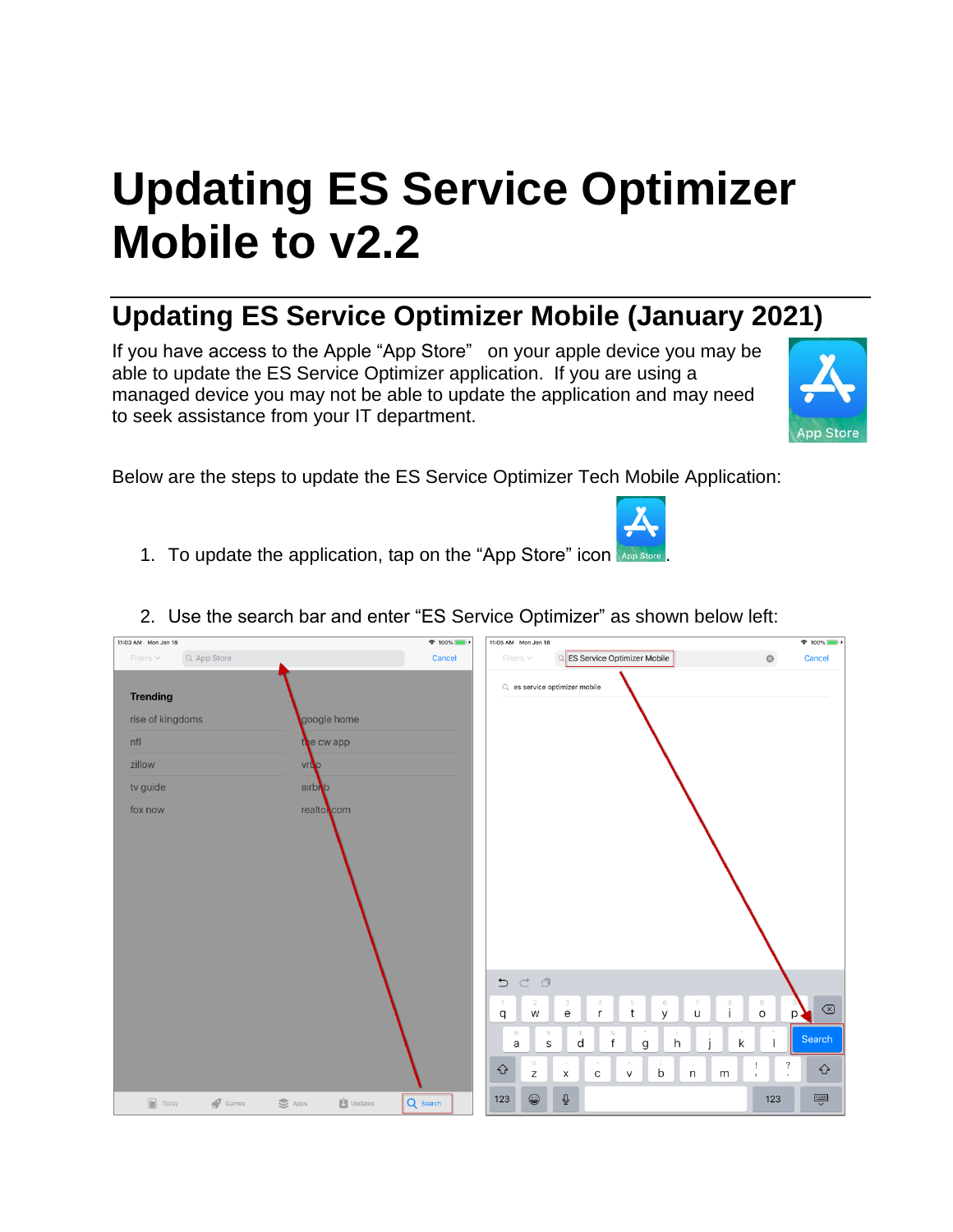# Updating ES Service Optimizer Mobile to v2.2

## Updating ES Service Optimizer Mobile (January 2021)

If you have access to the Apple "App Store" on your apple device you may be able to update the ES Service Optimizer application. If you are using a managed device you may not be able to update the application and may need to seek assistance from your IT department.

Below are the steps to update the ES Service Optimizer Tech Mobile Application:

1. To update the application, tap on the "App Store" icon .
2. Use the search bar and enter "ES Service Optimizer" as shown below left: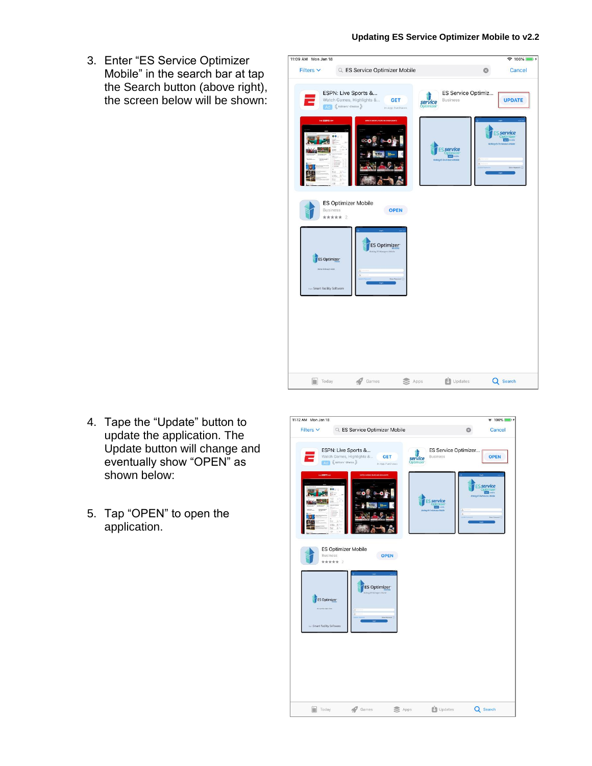3. Enter “ES Service Optimizer Mobile” in the search bar at tap the Search button (above right), the screen below will be shown:

4. Tape the “Update” button to update the application. The Update button will change and eventually show “OPEN” as shown below:

5. Tap “OPEN” to open the application.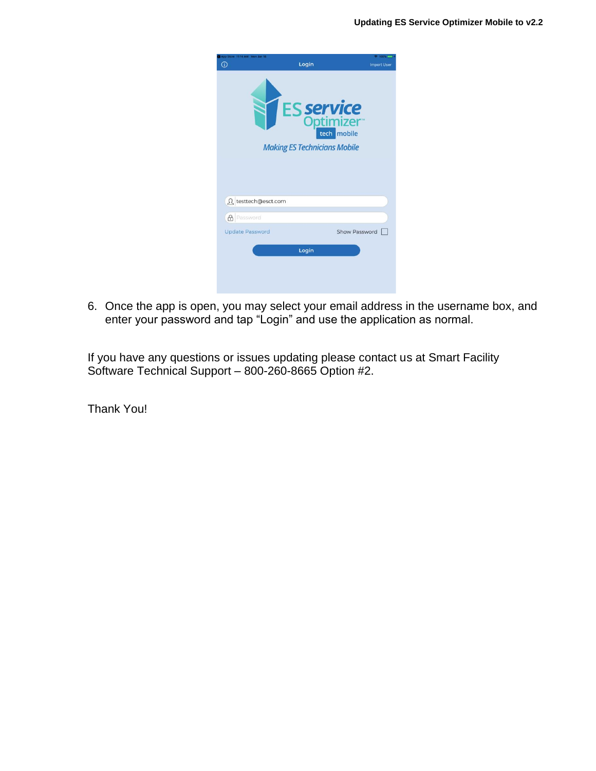6. Once the app is open, you may select your email address in the username box, and enter your password and tap “Login” and use the application as normal.

If you have any questions or issues updating please contact us at Smart Facility Software Technical Support – 800-260-8665 Option #2.

Thank You!